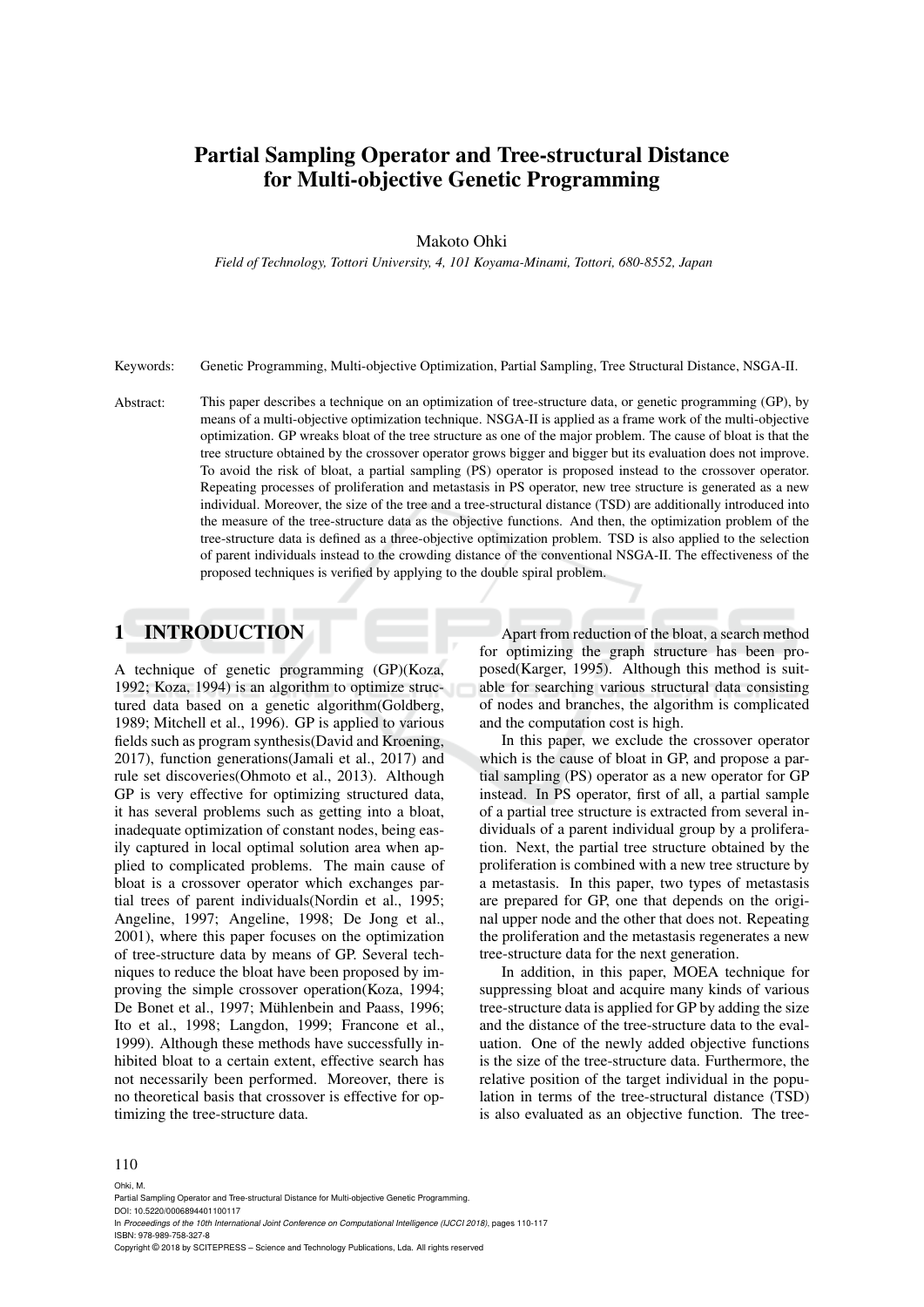# Partial Sampling Operator and Tree-structural Distance for Multi-objective Genetic Programming

Makoto Ohki

*Field of Technology, Tottori University, 4, 101 Koyama-Minami, Tottori, 680-8552, Japan*

Keywords: Genetic Programming, Multi-objective Optimization, Partial Sampling, Tree Structural Distance, NSGA-II.

Abstract: This paper describes a technique on an optimization of tree-structure data, or genetic programming (GP), by means of a multi-objective optimization technique. NSGA-II is applied as a frame work of the multi-objective optimization. GP wreaks bloat of the tree structure as one of the major problem. The cause of bloat is that the tree structure obtained by the crossover operator grows bigger and bigger but its evaluation does not improve. To avoid the risk of bloat, a partial sampling (PS) operator is proposed instead to the crossover operator. Repeating processes of proliferation and metastasis in PS operator, new tree structure is generated as a new individual. Moreover, the size of the tree and a tree-structural distance (TSD) are additionally introduced into the measure of the tree-structure data as the objective functions. And then, the optimization problem of the tree-structure data is defined as a three-objective optimization problem. TSD is also applied to the selection of parent individuals instead to the crowding distance of the conventional NSGA-II. The effectiveness of the proposed techniques is verified by applying to the double spiral problem.

## 1 INTRODUCTION

A technique of genetic programming (GP)(Koza, 1992; Koza, 1994) is an algorithm to optimize structured data based on a genetic algorithm(Goldberg, 1989; Mitchell et al., 1996). GP is applied to various fields such as program synthesis(David and Kroening, 2017), function generations(Jamali et al., 2017) and rule set discoveries(Ohmoto et al., 2013). Although GP is very effective for optimizing structured data, it has several problems such as getting into a bloat, inadequate optimization of constant nodes, being easily captured in local optimal solution area when applied to complicated problems. The main cause of bloat is a crossover operator which exchanges partial trees of parent individuals(Nordin et al., 1995; Angeline, 1997; Angeline, 1998; De Jong et al., 2001), where this paper focuses on the optimization of tree-structure data by means of GP. Several techniques to reduce the bloat have been proposed by improving the simple crossover operation(Koza, 1994; De Bonet et al., 1997; Mühlenbein and Paass, 1996; Ito et al., 1998; Langdon, 1999; Francone et al., 1999). Although these methods have successfully inhibited bloat to a certain extent, effective search has not necessarily been performed. Moreover, there is no theoretical basis that crossover is effective for optimizing the tree-structure data.

Apart from reduction of the bloat, a search method for optimizing the graph structure has been proposed(Karger, 1995). Although this method is suitable for searching various structural data consisting of nodes and branches, the algorithm is complicated and the computation cost is high.

In this paper, we exclude the crossover operator which is the cause of bloat in GP, and propose a partial sampling (PS) operator as a new operator for GP instead. In PS operator, first of all, a partial sample of a partial tree structure is extracted from several individuals of a parent individual group by a proliferation. Next, the partial tree structure obtained by the proliferation is combined with a new tree structure by a metastasis. In this paper, two types of metastasis are prepared for GP, one that depends on the original upper node and the other that does not. Repeating the proliferation and the metastasis regenerates a new tree-structure data for the next generation.

In addition, in this paper, MOEA technique for suppressing bloat and acquire many kinds of various tree-structure data is applied for GP by adding the size and the distance of the tree-structure data to the evaluation. One of the newly added objective functions is the size of the tree-structure data. Furthermore, the relative position of the target individual in the population in terms of the tree-structural distance (TSD) is also evaluated as an objective function. The tree-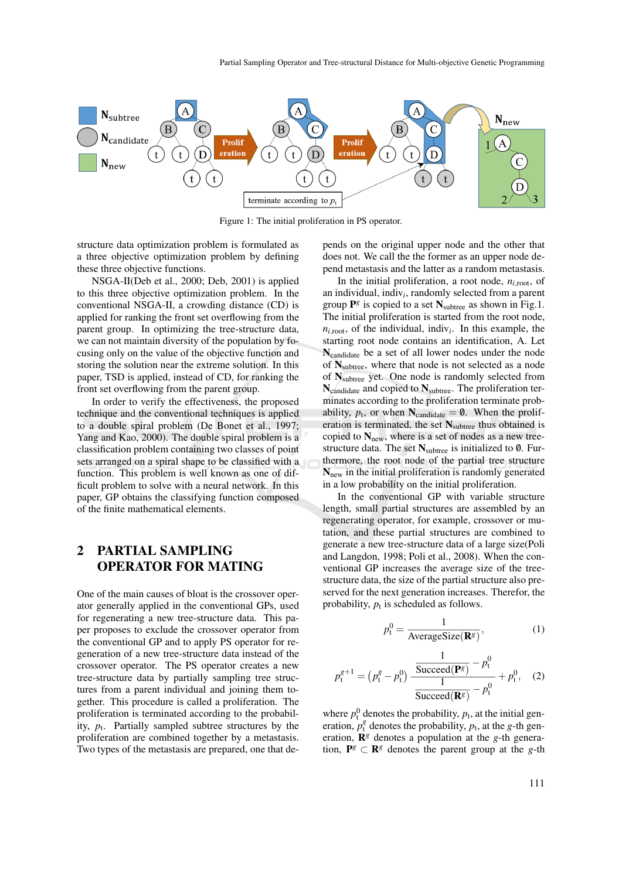Figure 1: The initial proliferation in PS operator.

structure data optimization problem is formulated as a three objective optimization problem by defining these three objective functions.

NSGA-II(Deb et al., 2000; Deb, 2001) is applied to this three objective optimization problem. In the conventional NSGA-II, a crowding distance (CD) is applied for ranking the front set overflowing from the parent group. In optimizing the tree-structure data, we can not maintain diversity of the population by focusing only on the value of the objective function and storing the solution near the extreme solution. In this paper, TSD is applied, instead of CD, for ranking the front set overflowing from the parent group.

In order to verify the effectiveness, the proposed technique and the conventional techniques is applied to a double spiral problem (De Bonet et al., 1997; Yang and Kao, 2000). The double spiral problem is a classification problem containing two classes of point sets arranged on a spiral shape to be classified with a function. This problem is well known as one of difficult problem to solve with a neural network. In this paper, GP obtains the classifying function composed of the finite mathematical elements.

## 2 PARTIAL SAMPLING OPERATOR FOR MATING

One of the main causes of bloat is the crossover operator generally applied in the conventional GPs, used for regenerating a new tree-structure data. This paper proposes to exclude the crossover operator from the conventional GP and to apply PS operator for regeneration of a new tree-structure data instead of the crossover operator. The PS operator creates a new tree-structure data by partially sampling tree structures from a parent individual and joining them together. This procedure is called a proliferation. The proliferation is terminated according to the probability, $p_t$. Partially sampled subtree structures by the proliferation are combined together by a metastasis. Two types of the metastasis are prepared, one that depends on the original upper node and the other that does not. We call the the former as an upper node depend metastasis and the latter as a random metastasis.

In the initial proliferation, a root node, $n_{i,\text{root}}$, of an individual, $\text{indiv}_i$, randomly selected from a parent group $\mathbf{P}^g$ is copied to a set $\mathbf{N}_{\text{subtree}}$ as shown in Fig.1. The initial proliferation is started from the root node, $n_{i,\text{root}}$, of the individual, $\text{indiv}_i$. In this example, the starting root node contains an identification, A. Let $\mathbf{N}_{\text{candidate}}$ be a set of all lower nodes under the node of $\mathbf{N}_{\text{subtree}}$, where that node is not selected as a node of $\mathbf{N}_{\text{subtree}}$ yet. One node is randomly selected from $\mathbf{N}_{\text{candidate}}$ and copied to $\mathbf{N}_{\text{subtree}}$. The proliferation terminates according to the proliferation terminate probability, $p_t$, or when $\mathbf{N}_{\text{candidate}} = \emptyset$. When the proliferation is terminated, the set $\mathbf{N}_{\text{subtree}}$ thus obtained is copied to $\mathbf{N}_{\text{new}}$, where is a set of nodes as a new tree-structure data. The set $\mathbf{N}_{\text{subtree}}$ is initialized to $\emptyset$. Furthermore, the root node of the partial tree structure $\mathbf{N}_{\text{new}}$ in the initial proliferation is randomly generated in a low probability on the initial proliferation.

In the conventional GP with variable structure length, small partial structures are assembled by an regenerating operator, for example, crossover or mutation, and these partial structures are combined to generate a new tree-structure data of a large size(Poli and Langdon, 1998; Poli et al., 2008). When the conventional GP increases the average size of the tree-structure data, the size of the partial structure also preserved for the next generation increases. Therefor, the probability, $p_t$ is scheduled as follows.

$$p_t^0 = \frac{1}{\text{AverageSize}(\mathbf{R}^g)}, \tag{1}$$

$$p_t^{g+1} = \left(p_t^g - p_t^0\right) \frac{\dfrac{1}{\text{Succeed}(\mathbf{P}^g)} - p_t^0}{\dfrac{1}{\text{Succeed}(\mathbf{R}^g)} - p_t^0} + p_t^0, \tag{2}$$

where $p_t^0$ denotes the probability, $p_t$, at the initial generation, $p_t^g$ denotes the probability, $p_t$, at the $g$-th generation, $\mathbf{R}^g$ denotes a population at the $g$-th generation, $\mathbf{P}^g \subset \mathbf{R}^g$ denotes the parent group at the $g$-th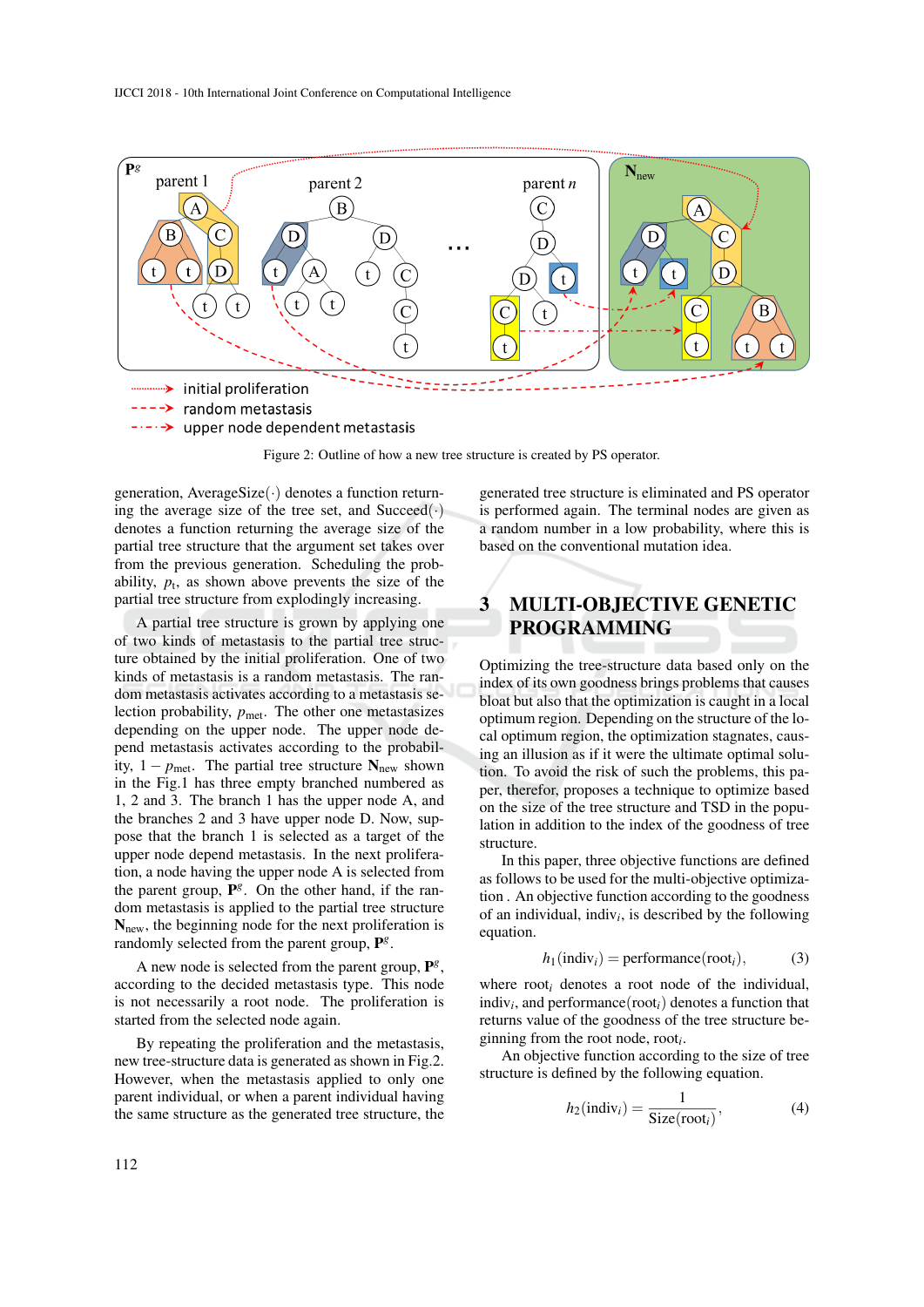Figure 2: Outline of how a new tree structure is created by PS operator.

generation, AverageSize$(\cdot)$ denotes a function returning the average size of the tree set, and Succeed$(\cdot)$ denotes a function returning the average size of the partial tree structure that the argument set takes over from the previous generation. Scheduling the probability, $p_t$, as shown above prevents the size of the partial tree structure from explodingly increasing.

A partial tree structure is grown by applying one of two kinds of metastasis to the partial tree structure obtained by the initial proliferation. One of two kinds of metastasis is a random metastasis. The random metastasis activates according to a metastasis selection probability, $p_{\text{met}}$. The other one metastasizes depending on the upper node. The upper node depend metastasis activates according to the probability, $1 - p_{\text{met}}$. The partial tree structure $\mathbf{N}_{\text{new}}$ shown in the Fig.1 has three empty branched numbered as 1, 2 and 3. The branch 1 has the upper node A, and the branches 2 and 3 have upper node D. Now, suppose that the branch 1 is selected as a target of the upper node depend metastasis. In the next proliferation, a node having the upper node A is selected from the parent group, $\mathbf{P}^g$. On the other hand, if the random metastasis is applied to the partial tree structure $\mathbf{N}_{\text{new}}$, the beginning node for the next proliferation is randomly selected from the parent group, $\mathbf{P}^g$.

A new node is selected from the parent group, $\mathbf{P}^g$, according to the decided metastasis type. This node is not necessarily a root node. The proliferation is started from the selected node again.

By repeating the proliferation and the metastasis, new tree-structure data is generated as shown in Fig.2. However, when the metastasis applied to only one parent individual or when a parent individual having the same structure as the generated tree structure, the generated tree structure is eliminated and PS operator is performed again. The terminal nodes are given as a random number in a low probability, where this is based on the conventional mutation idea.

## 3 MULTI-OBJECTIVE GENETIC PROGRAMMING

Optimizing the tree-structure data based only on the index of its own goodness brings problems that causes bloat but also that the optimization is caught in a local optimum region. Depending on the structure of the local optimum region, the optimization stagnates, causing an illusion as if it were the ultimate optimal solution. To avoid the risk of such the problems, this paper, therefor, proposes a technique to optimize based on the size of the tree structure and TSD in the population in addition to the index of the goodness of tree structure.

In this paper, three objective functions are defined as follows to be used for the multi-objective optimization . An objective function according to the goodness of an individual, indiv$_i$, is described by the following equation.

$$h_1(\text{indiv}_i) = \text{performance}(\text{root}_i), \tag{3}$$

where root$_i$ denotes a root node of the individual, indiv$_i$, and performance$(\text{root}_i)$ denotes a function that returns value of the goodness of the tree structure beginning from the root node, root$_i$.

An objective function according to the size of tree structure is defined by the following equation.

$$h_2(\text{indiv}_i) = \frac{1}{\text{Size}(\text{root}_i)}, \tag{4}$$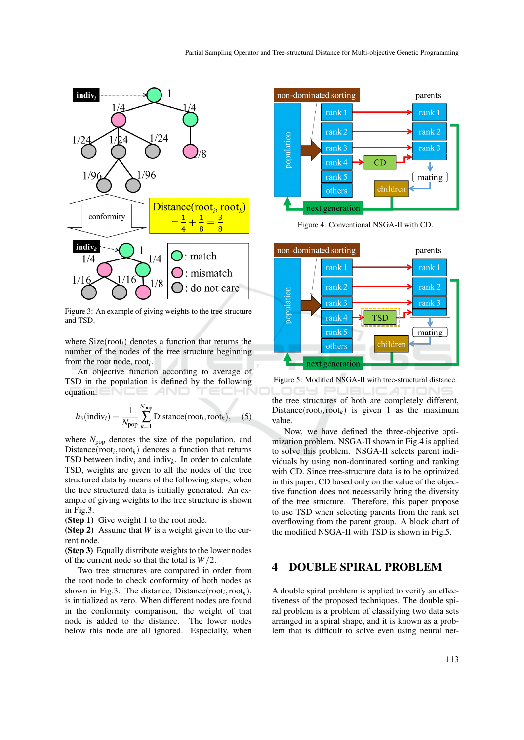Figure 3: An example of giving weights to the tree structure and TSD.

where Size(root$_i$) denotes a function that returns the number of the nodes of the tree structure beginning from the root node, root$_i$.

An objective function according to average of TSD in the population is defined by the following equation.

$$h_3(\text{indiv}_i) = \frac{1}{N_{\text{pop}}} \sum_{k=1}^{N_{\text{pop}}} \text{Distance}(\text{root}_i, \text{root}_k), \quad (5)$$

where $N_{\text{pop}}$ denotes the size of the population, and Distance(root$_i$, root$_k$) denotes a function that returns TSD between indiv$_i$ and indiv$_k$. In order to calculate TSD, weights are given to all the nodes of the tree structured data by means of the following steps, when the tree structured data is initially generated. An example of giving weights to the tree structure is shown in Fig.3.

**(Step 1)** Give weight 1 to the root node.

**(Step 2)** Assume that $W$ is a weight given to the current node.

**(Step 3)** Equally distribute weights to the lower nodes of the current node so that the total is $W/2$.

Two tree structures are compared in order from the root node to check conformity of both nodes as shown in Fig.3. The distance, Distance(root$_i$, root$_k$), is initialized as zero. When different nodes are found in the conformity comparison, the weight of that node is added to the distance. The lower nodes below this node are all ignored. Especially, when the tree structures of both are completely different, Distance(root$_i$, root$_k$) is given 1 as the maximum value.

Figure 4: Conventional NSGA-II with CD.

Figure 5: Modified NSGA-II with tree-structural distance.

Now, we have defined the three-objective optimization problem. NSGA-II shown in Fig.4 is applied to solve this problem. NSGA-II selects parent individuals by using non-dominated sorting and ranking with CD. Since tree-structure data is to be optimized in this paper, CD based only on the value of the objective function does not necessarily bring the diversity of the tree structure. Therefore, this paper propose to use TSD when selecting parents from the rank set overflowing from the parent group. A block chart of the modified NSGA-II with TSD is shown in Fig.5.

## 4 DOUBLE SPIRAL PROBLEM

A double spiral problem is applied to verify an effectiveness of the proposed techniques. The double spiral problem is a problem of classifying two data sets arranged in a spiral shape, and it is known as a problem that is difficult to solve even using neural net-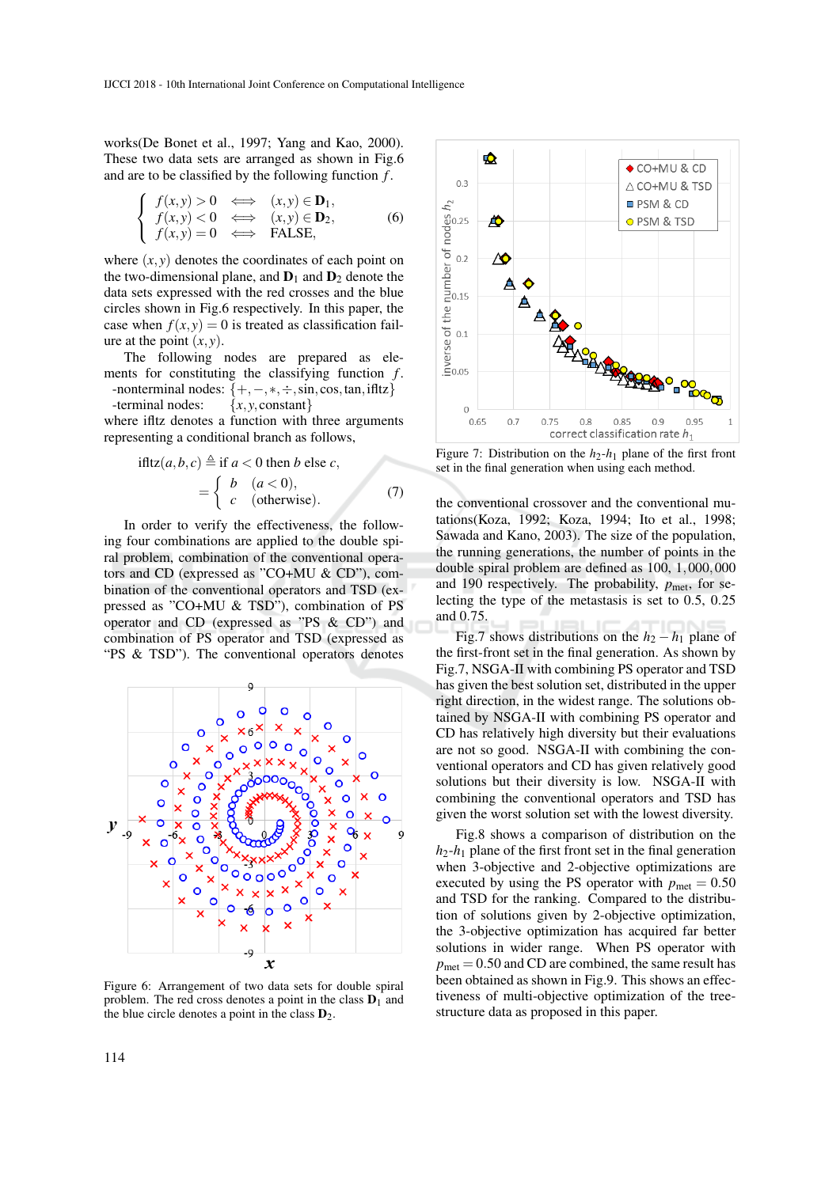works(De Bonet et al., 1997; Yang and Kao, 2000). These two data sets are arranged as shown in Fig.6 and are to be classified by the following function $f$.

$$\begin{cases} f(x,y) > 0 & \Longleftrightarrow \quad (x,y) \in \mathbf{D}_1, \\ f(x,y) < 0 & \Longleftrightarrow \quad (x,y) \in \mathbf{D}_2, \\ f(x,y) = 0 & \Longleftrightarrow \quad \text{FALSE}, \end{cases} \tag{6}$$

where $(x,y)$ denotes the coordinates of each point on the two-dimensional plane, and $\mathbf{D}_1$ and $\mathbf{D}_2$ denote the data sets expressed with the red crosses and the blue circles shown in Fig.6 respectively. In this paper, the case when $f(x,y) = 0$ is treated as classification failure at the point $(x,y)$.

The following nodes are prepared as elements for constituting the classifying function $f$.

-nonterminal nodes: $\{+, -, *, \div, \sin, \cos, \tan, \text{ifltz}\}$

-terminal nodes: $\{x, y, \text{constant}\}$

where ifltz denotes a function with three arguments representing a conditional branch as follows,

$$\begin{aligned} \text{ifltz}(a,b,c) &\triangleq \text{if } a < 0 \text{ then } b \text{ else } c, \\ &= \begin{cases} b & (a < 0), \\ c & (\text{otherwise}). \end{cases} \end{aligned} \tag{7}$$

In order to verify the effectiveness, the following four combinations are applied to the double spiral problem, combination of the conventional operators and CD (expressed as "CO+MU & CD"), combination of the conventional operators and TSD (expressed as "CO+MU & TSD"), combination of PS operator and CD (expressed as "PS & CD") and combination of PS operator and TSD (expressed as "PS & TSD"). The conventional operators denotes

Figure 6: Arrangement of two data sets for double spiral problem. The red cross denotes a point in the class $\mathbf{D}_1$ and the blue circle denotes a point in the class $\mathbf{D}_2$.

Figure 7: Distribution on the $h_2$-$h_1$ plane of the first front set in the final generation when using each method.

the conventional crossover and the conventional mutations(Koza, 1992; Koza, 1994; Ito et al., 1998; Sawada and Kano, 2003). The size of the population, the running generations, the number of points in the double spiral problem are defined as 100, 1,000,000 and 190 respectively. The probability, $p_{\text{met}}$, for selecting the type of the metastasis is set to 0.5, 0.25 and 0.75.

Fig.7 shows distributions on the $h_2 - h_1$ plane of the first-front set in the final generation. As shown by Fig.7, NSGA-II with combining PS operator and TSD has given the best solution set, distributed in the upper right direction, in the widest range. The solutions obtained by NSGA-II with combining PS operator and CD has relatively high diversity but their evaluations are not so good. NSGA-II with combining the conventional operators and CD has given relatively good solutions but their diversity is low. NSGA-II with combining the conventional operators and TSD has given the worst solution set with the lowest diversity.

Fig.8 shows a comparison of distribution on the $h_2$-$h_1$ plane of the first front set in the final generation when 3-objective and 2-objective optimizations are executed by using the PS operator with $p_{\text{met}} = 0.50$ and TSD for the ranking. Compared to the distribution of solutions given by 2-objective optimization, the 3-objective optimization has acquired far better solutions in wider range. When PS operator with $p_{\text{met}} = 0.50$ and CD are combined, the same result has been obtained as shown in Fig.9. This shows an effectiveness of multi-objective optimization of the tree-structure data as proposed in this paper.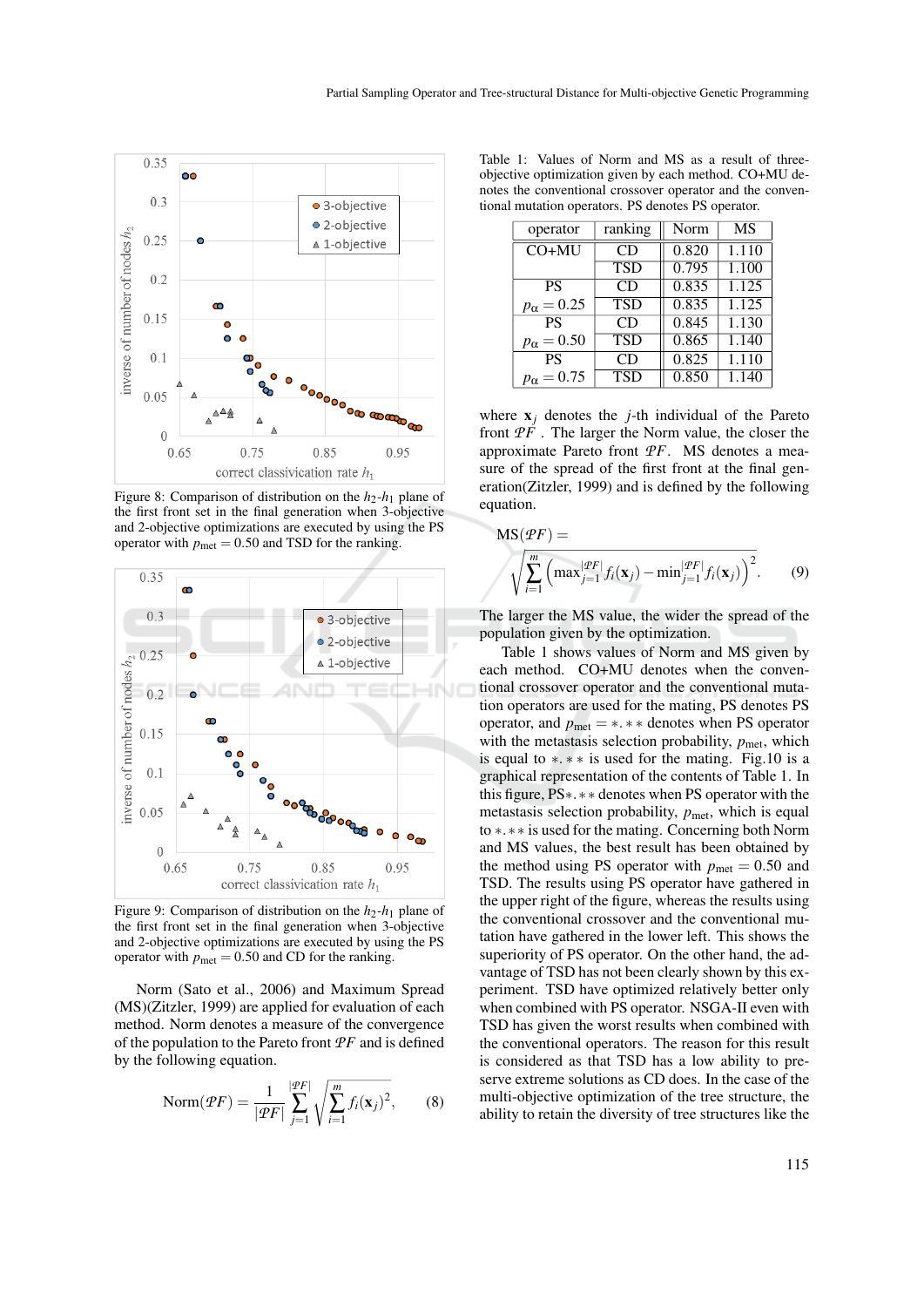Figure 8: Comparison of distribution on the $h_2$-$h_1$ plane of the first front set in the final generation when 3-objective and 2-objective optimizations are executed by using the PS operator with $p_{\text{met}} = 0.50$ and TSD for the ranking.

Figure 9: Comparison of distribution on the $h_2$-$h_1$ plane of the first front set in the final generation when 3-objective and 2-objective optimizations are executed by using the PS operator with $p_{\text{met}} = 0.50$ and CD for the ranking.

Norm (Sato et al., 2006) and Maximum Spread (MS)(Zitzler, 1999) are applied for evaluation of each method. Norm denotes a measure of the convergence of the population to the Pareto front $\mathcal{PF}$ and is defined by the following equation.

$$\text{Norm}(\mathcal{PF}) = \frac{1}{|\mathcal{PF}|} \sum_{j=1}^{|\mathcal{PF}|} \sqrt{\sum_{i=1}^{m} f_i(\mathbf{x}_j)^2}, \quad (8)$$

Table 1: Values of Norm and MS as a result of three-objective optimization given by each method. CO+MU denotes the conventional crossover operator and the conventional mutation operators. PS denotes PS operator.

| operator | ranking | Norm | MS |
|---|---|---|---|
| CO+MU | CD | 0.820 | 1.110 |
| | TSD | 0.795 | 1.100 |
| PS $p_\alpha = 0.25$ | CD | 0.835 | 1.125 |
| | TSD | 0.835 | 1.125 |
| PS $p_\alpha = 0.50$ | CD | 0.845 | 1.130 |
| | TSD | 0.865 | 1.140 |
| PS $p_\alpha = 0.75$ | CD | 0.825 | 1.110 |
| | TSD | 0.850 | 1.140 |

where $\mathbf{x}_j$ denotes the $j$-th individual of the Pareto front $\mathcal{PF}$. The larger the Norm value, the closer the approximate Pareto front $\mathcal{PF}$. MS denotes a measure of the spread of the first front at the final generation(Zitzler, 1999) and is defined by the following equation.

$$\text{MS}(\mathcal{PF}) = \sqrt{\sum_{i=1}^{m} \left( \max_{j=1}^{|\mathcal{PF}|} f_i(\mathbf{x}_j) - \min_{j=1}^{|\mathcal{PF}|} f_i(\mathbf{x}_j) \right)^2}. \quad (9)$$

The larger the MS value, the wider the spread of the population given by the optimization.

Table 1 shows values of Norm and MS given by each method. CO+MU denotes when the conventional crossover operator and the conventional mutation operators are used for the mating, PS denotes PS operator, and $p_{\text{met}} = *.**$ denotes when PS operator with the metastasis selection probability, $p_{\text{met}}$, which is equal to $*.**$ is used for the mating. Fig.10 is a graphical representation of the contents of Table 1. In this figure, PS$*.**$ denotes when PS operator with the metastasis selection probability, $p_{\text{met}}$, which is equal to $*.**$ is used for the mating. Concerning both Norm and MS values, the best result has been obtained by the method using PS operator with $p_{\text{met}} = 0.50$ and TSD. The results using PS operator have gathered in the upper right of the figure, whereas the results using the conventional crossover and the conventional mutation have gathered in the lower left. This shows the superiority of PS operator. On the other hand, the advantage of TSD has not been clearly shown by this experiment. TSD have optimized relatively better only when combined with PS operator. NSGA-II even with TSD has given the worst results when combined with the conventional operators. The reason for this result is considered as that TSD has a low ability to preserve extreme solutions as CD does. In the case of the multi-objective optimization of the tree structure, the ability to retain the diversity of tree structures like the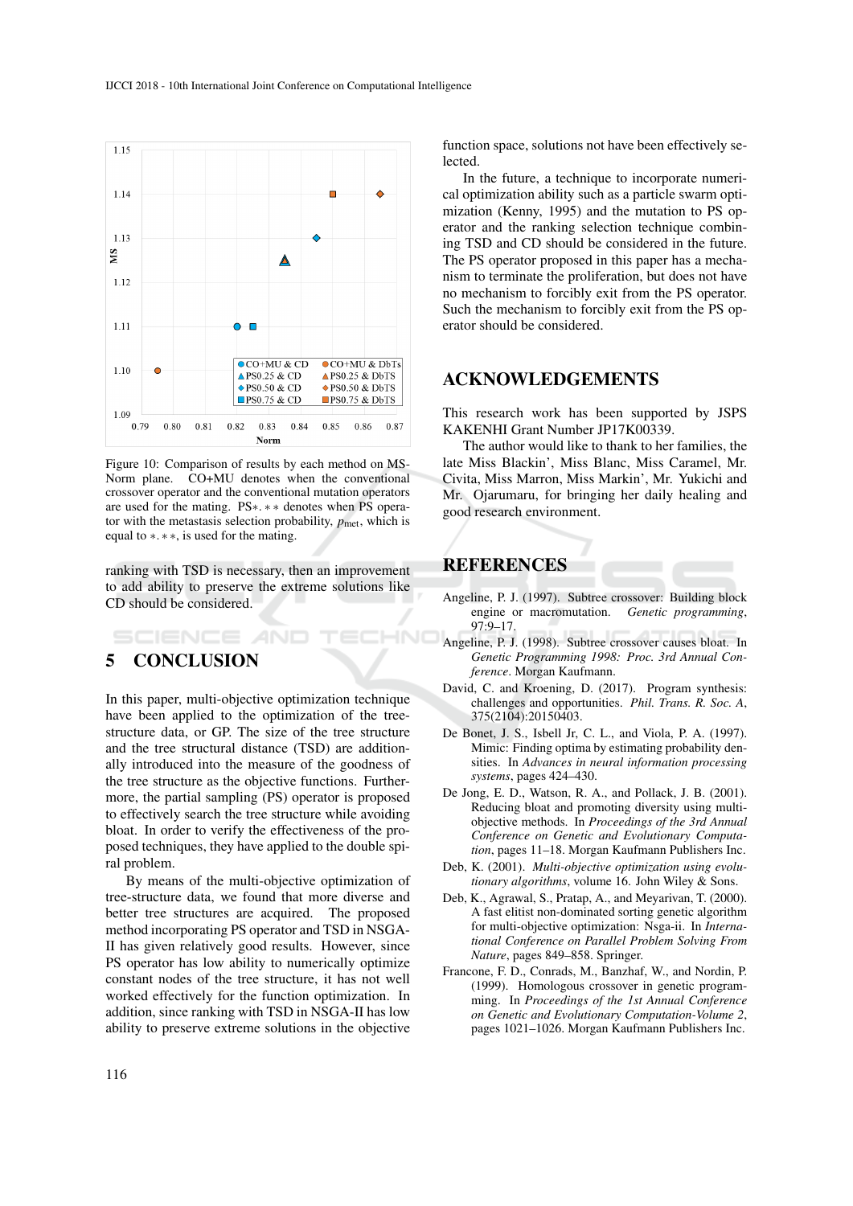Figure 10: Comparison of results by each method on MS-Norm plane. CO+MU denotes when the conventional crossover operator and the conventional mutation operators are used for the mating. PS∗.∗∗ denotes when PS operator with the metastasis selection probability, $p_{\mathrm{met}}$, which is equal to ∗.∗∗, is used for the mating.

ranking with TSD is necessary, then an improvement to add ability to preserve the extreme solutions like CD should be considered.

## 5 CONCLUSION

In this paper, multi-objective optimization technique have been applied to the optimization of the tree-structure data, or GP. The size of the tree structure and the tree structural distance (TSD) are additionally introduced into the measure of the goodness of the tree structure as the objective functions. Furthermore, the partial sampling (PS) operator is proposed to effectively search the tree structure while avoiding bloat. In order to verify the effectiveness of the proposed techniques, they have applied to the double spiral problem.

By means of the multi-objective optimization of tree-structure data, we found that more diverse and better tree structures are acquired. The proposed method incorporating PS operator and TSD in NSGA-II has given relatively good results. However, since PS operator has low ability to numerically optimize constant nodes of the tree structure, it has not well worked effectively for the function optimization. In addition, since ranking with TSD in NSGA-II has low ability to preserve extreme solutions in the objective function space, solutions not have been effectively selected.

In the future, a technique to incorporate numerical optimization ability such as a particle swarm optimization (Kenny, 1995) and the mutation to PS operator and the ranking selection technique combining TSD and CD should be considered in the future. The PS operator proposed in this paper has a mechanism to terminate the proliferation, but does not have no mechanism to forcibly exit from the PS operator. Such the mechanism to forcibly exit from the PS operator should be considered.

## ACKNOWLEDGEMENTS

This research work has been supported by JSPS KAKENHI Grant Number JP17K00339.

The author would like to thank to her families, the late Miss Blackin', Miss Blanc, Miss Caramel, Mr. Civita, Miss Marron, Miss Markin', Mr. Yukichi and Mr. Ojarumaru, for bringing her daily healing and good research environment.

## REFERENCES

Angeline, P. J. (1997). Subtree crossover: Building block engine or macromutation. *Genetic programming*, 97:9–17.

Angeline, P. J. (1998). Subtree crossover causes bloat. In *Genetic Programming 1998: Proc. 3rd Annual Conference*. Morgan Kaufmann.

David, C. and Kroening, D. (2017). Program synthesis: challenges and opportunities. *Phil. Trans. R. Soc. A*, 375(2104):20150403.

De Bonet, J. S., Isbell Jr, C. L., and Viola, P. A. (1997). Mimic: Finding optima by estimating probability densities. In *Advances in neural information processing systems*, pages 424–430.

De Jong, E. D., Watson, R. A., and Pollack, J. B. (2001). Reducing bloat and promoting diversity using multi-objective methods. In *Proceedings of the 3rd Annual Conference on Genetic and Evolutionary Computation*, pages 11–18. Morgan Kaufmann Publishers Inc.

Deb, K. (2001). *Multi-objective optimization using evolutionary algorithms*, volume 16. John Wiley & Sons.

Deb, K., Agrawal, S., Pratap, A., and Meyarivan, T. (2000). A fast elitist non-dominated sorting genetic algorithm for multi-objective optimization: Nsga-ii. In *International Conference on Parallel Problem Solving From Nature*, pages 849–858. Springer.

Francone, F. D., Conrads, M., Banzhaf, W., and Nordin, P. (1999). Homologous crossover in genetic programming. In *Proceedings of the 1st Annual Conference on Genetic and Evolutionary Computation-Volume 2*, pages 1021–1026. Morgan Kaufmann Publishers Inc.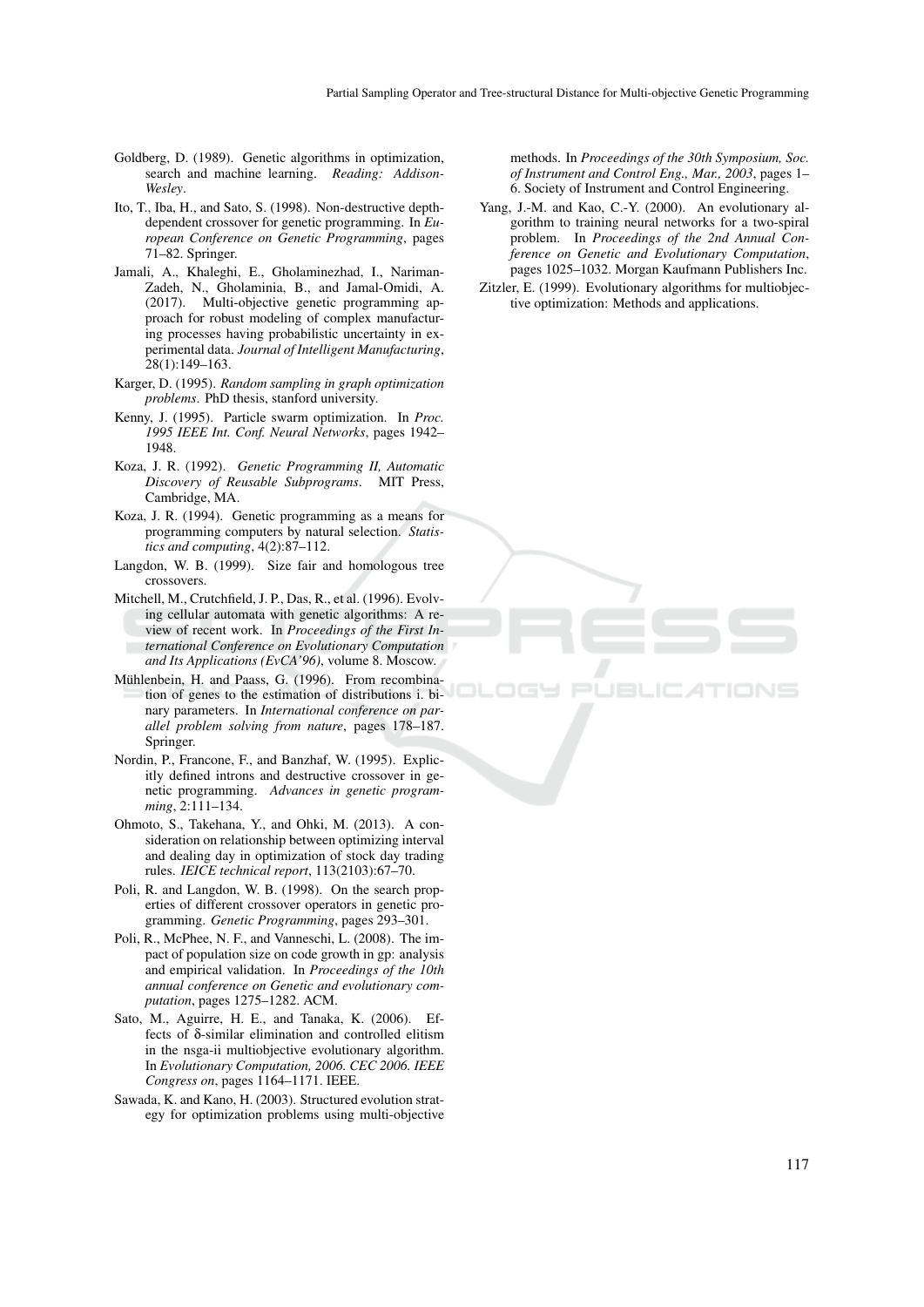Goldberg, D. (1989). Genetic algorithms in optimization, search and machine learning. *Reading: Addison-Wesley*.

Ito, T., Iba, H., and Sato, S. (1998). Non-destructive depth-dependent crossover for genetic programming. In *European Conference on Genetic Programming*, pages 71–82. Springer.

Jamali, A., Khaleghi, E., Gholaminezhad, I., Nariman-Zadeh, N., Gholaminia, B., and Jamal-Omidi, A. (2017). Multi-objective genetic programming approach for robust modeling of complex manufacturing processes having probabilistic uncertainty in experimental data. *Journal of Intelligent Manufacturing*, 28(1):149–163.

Karger, D. (1995). *Random sampling in graph optimization problems*. PhD thesis, stanford university.

Kenny, J. (1995). Particle swarm optimization. In *Proc. 1995 IEEE Int. Conf. Neural Networks*, pages 1942–1948.

Koza, J. R. (1992). *Genetic Programming II, Automatic Discovery of Reusable Subprograms*. MIT Press, Cambridge, MA.

Koza, J. R. (1994). Genetic programming as a means for programming computers by natural selection. *Statistics and computing*, 4(2):87–112.

Langdon, W. B. (1999). Size fair and homologous tree crossovers.

Mitchell, M., Crutchfield, J. P., Das, R., et al. (1996). Evolving cellular automata with genetic algorithms: A review of recent work. In *Proceedings of the First International Conference on Evolutionary Computation and Its Applications (EvCA'96)*, volume 8. Moscow.

Mühlenbein, H. and Paass, G. (1996). From recombination of genes to the estimation of distributions i. binary parameters. In *International conference on parallel problem solving from nature*, pages 178–187. Springer.

Nordin, P., Francone, F., and Banzhaf, W. (1995). Explicitly defined introns and destructive crossover in genetic programming. *Advances in genetic programming*, 2:111–134.

Ohmoto, S., Takehana, Y., and Ohki, M. (2013). A consideration on relationship between optimizing interval and dealing day in optimization of stock day trading rules. *IEICE technical report*, 113(2103):67–70.

Poli, R. and Langdon, W. B. (1998). On the search properties of different crossover operators in genetic programming. *Genetic Programming*, pages 293–301.

Poli, R., McPhee, N. F., and Vanneschi, L. (2008). The impact of population size on code growth in gp: analysis and empirical validation. In *Proceedings of the 10th annual conference on Genetic and evolutionary computation*, pages 1275–1282. ACM.

Sato, M., Aguirre, H. E., and Tanaka, K. (2006). Effects of δ-similar elimination and controlled elitism in the nsga-ii multiobjective evolutionary algorithm. In *Evolutionary Computation, 2006. CEC 2006. IEEE Congress on*, pages 1164–1171. IEEE.

Sawada, K. and Kano, H. (2003). Structured evolution strategy for optimization problems using multi-objective methods. In *Proceedings of the 30th Symposium, Soc. of Instrument and Control Eng., Mar., 2003*, pages 1–6. Society of Instrument and Control Engineering.

Yang, J.-M. and Kao, C.-Y. (2000). An evolutionary algorithm to training neural networks for a two-spiral problem. In *Proceedings of the 2nd Annual Conference on Genetic and Evolutionary Computation*, pages 1025–1032. Morgan Kaufmann Publishers Inc.

Zitzler, E. (1999). Evolutionary algorithms for multiobjective optimization: Methods and applications.